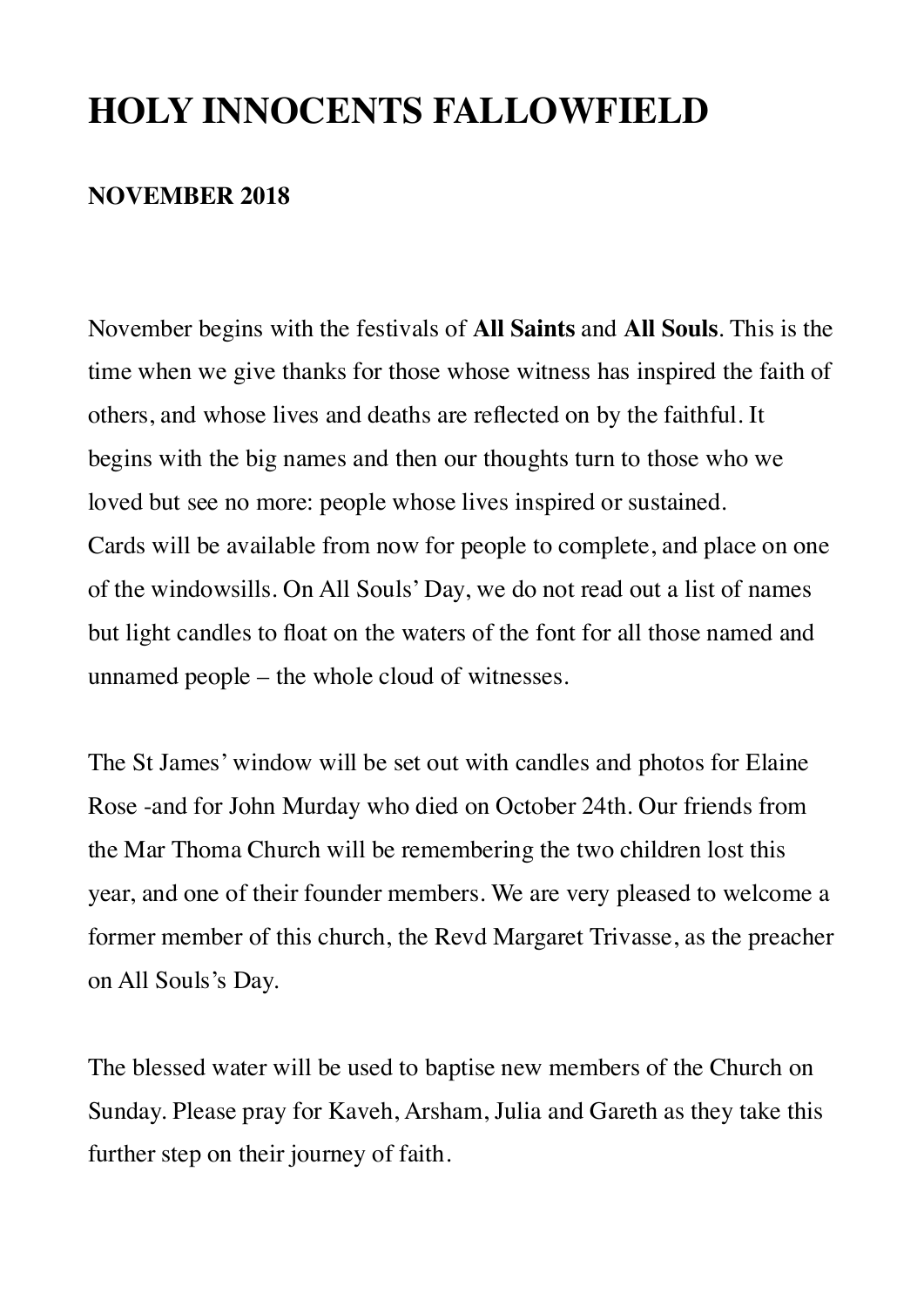# HOLY INNOCENTS FALLOWFIELD

**NOVEMBER 2018**

November begins with the festivals of **All Saints** and **All Souls**. This is the time when we give thanks for those whose witness has inspired the faith of others, and whose lives and deaths are reflected on by the faithful. It begins with the big names and then our thoughts turn to those who we loved but see no more: people whose lives inspired or sustained.
Cards will be available from now for people to complete, and place on one of the windowsills. On All Souls' Day, we do not read out a list of names but light candles to float on the waters of the font for all those named and unnamed people – the whole cloud of witnesses.

The St James' window will be set out with candles and photos for Elaine Rose -and for John Murday who died on October 24th. Our friends from the Mar Thoma Church will be remembering the two children lost this year, and one of their founder members. We are very pleased to welcome a former member of this church, the Revd Margaret Trivasse, as the preacher on All Souls's Day.

The blessed water will be used to baptise new members of the Church on Sunday. Please pray for Kaveh, Arsham, Julia and Gareth as they take this further step on their journey of faith.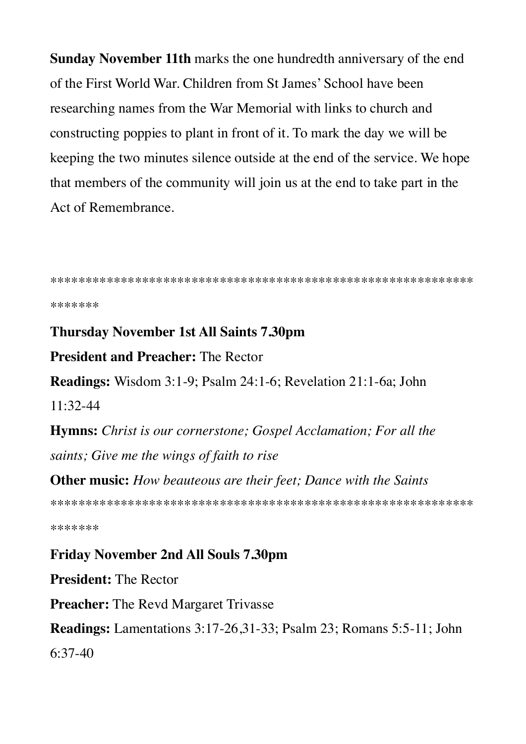**Sunday November 11th** marks the one hundredth anniversary of the end of the First World War. Children from St James' School have been researching names from the War Memorial with links to church and constructing poppies to plant in front of it. To mark the day we will be keeping the two minutes silence outside at the end of the service. We hope that members of the community will join us at the end to take part in the Act of Remembrance.

**********************************************************************

**Thursday November 1st All Saints 7.30pm**

**President and Preacher:** The Rector

**Readings:** Wisdom 3:1-9; Psalm 24:1-6; Revelation 21:1-6a; John 11:32-44

**Hymns:** *Christ is our cornerstone; Gospel Acclamation; For all the saints; Give me the wings of faith to rise*

**Other music:** *How beauteous are their feet; Dance with the Saints*

**********************************************************************

**Friday November 2nd All Souls 7.30pm**

**President:** The Rector

**Preacher:** The Revd Margaret Trivasse

**Readings:** Lamentations 3:17-26,31-33; Psalm 23; Romans 5:5-11; John 6:37-40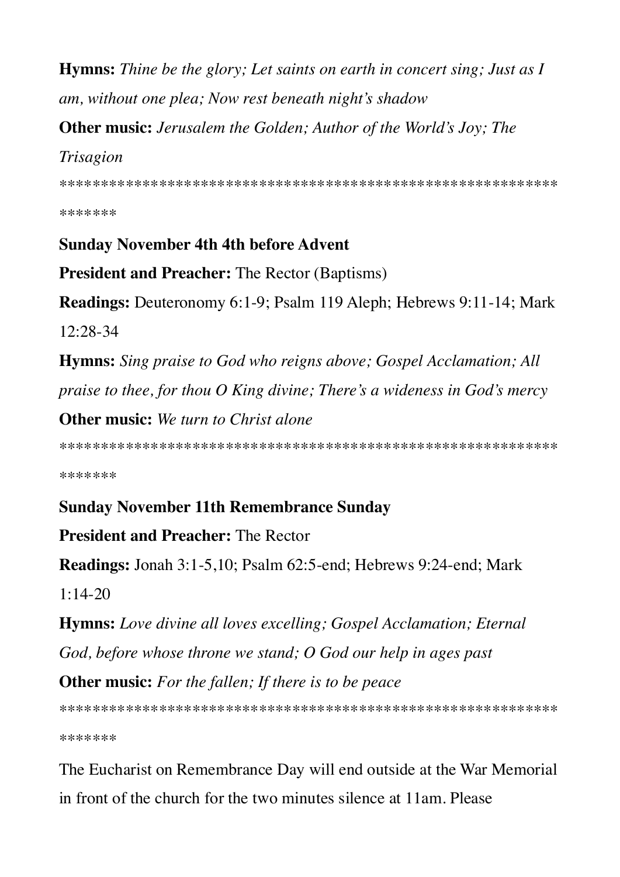**Hymns:** *Thine be the glory; Let saints on earth in concert sing; Just as I am, without one plea; Now rest beneath night's shadow*

**Other music:** *Jerusalem the Golden; Author of the World's Joy; The Trisagion*

************************************************************************

**Sunday November 4th 4th before Advent**

**President and Preacher:** The Rector (Baptisms)

**Readings:** Deuteronomy 6:1-9; Psalm 119 Aleph; Hebrews 9:11-14; Mark 12:28-34

**Hymns:** *Sing praise to God who reigns above; Gospel Acclamation; All praise to thee, for thou O King divine; There's a wideness in God's mercy*

**Other music:** *We turn to Christ alone*

************************************************************************

**Sunday November 11th Remembrance Sunday**

**President and Preacher:** The Rector

**Readings:** Jonah 3:1-5,10; Psalm 62:5-end; Hebrews 9:24-end; Mark 1:14-20

**Hymns:** *Love divine all loves excelling; Gospel Acclamation; Eternal God, before whose throne we stand; O God our help in ages past*

**Other music:** *For the fallen; If there is to be peace*

************************************************************************

The Eucharist on Remembrance Day will end outside at the War Memorial in front of the church for the two minutes silence at 11am. Please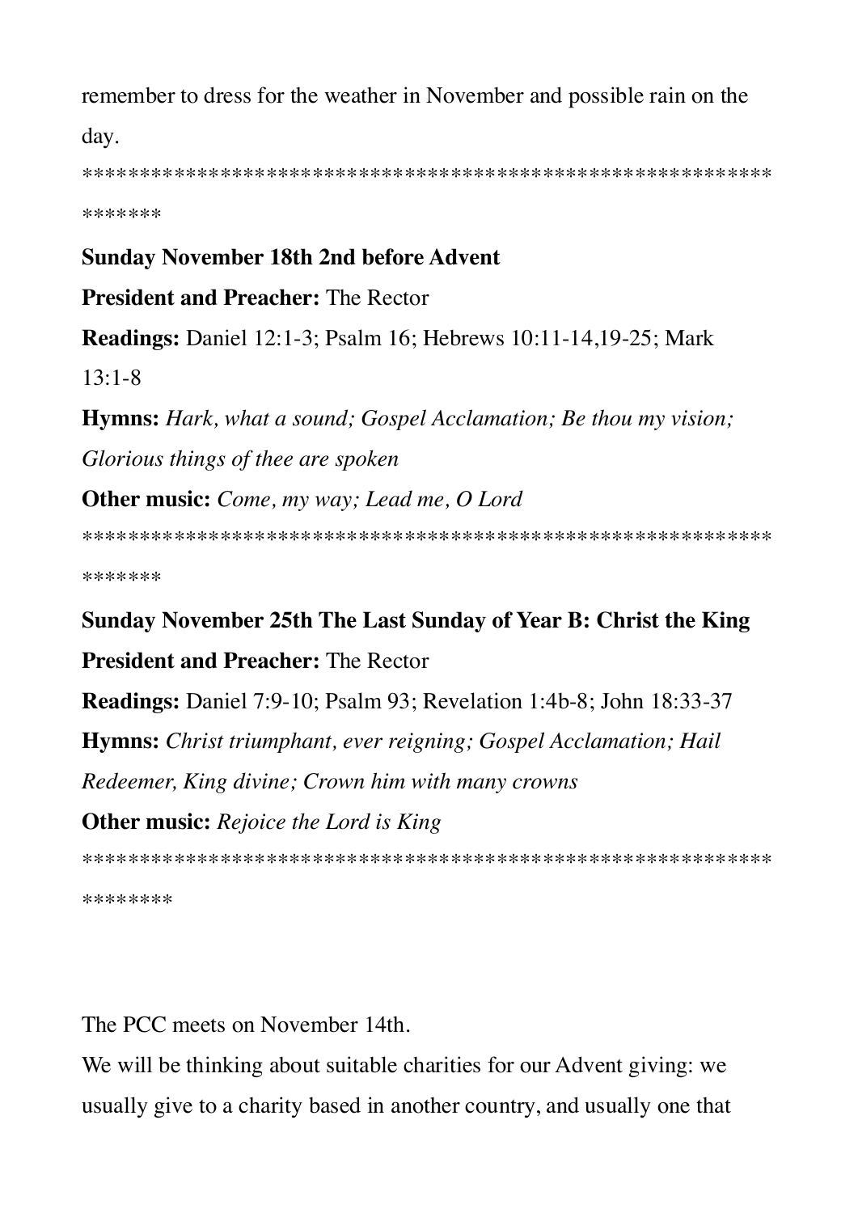remember to dress for the weather in November and possible rain on the day.

***************************************************************

**Sunday November 18th 2nd before Advent**

**President and Preacher:** The Rector

**Readings:** Daniel 12:1-3; Psalm 16; Hebrews 10:11-14,19-25; Mark 13:1-8

**Hymns:** *Hark, what a sound; Gospel Acclamation; Be thou my vision; Glorious things of thee are spoken*

**Other music:** *Come, my way; Lead me, O Lord*

***************************************************************

**Sunday November 25th The Last Sunday of Year B: Christ the King**

**President and Preacher:** The Rector

**Readings:** Daniel 7:9-10; Psalm 93; Revelation 1:4b-8; John 18:33-37

**Hymns:** *Christ triumphant, ever reigning; Gospel Acclamation; Hail Redeemer, King divine; Crown him with many crowns*

**Other music:** *Rejoice the Lord is King*

****************************************************************

The PCC meets on November 14th.

We will be thinking about suitable charities for our Advent giving: we usually give to a charity based in another country, and usually one that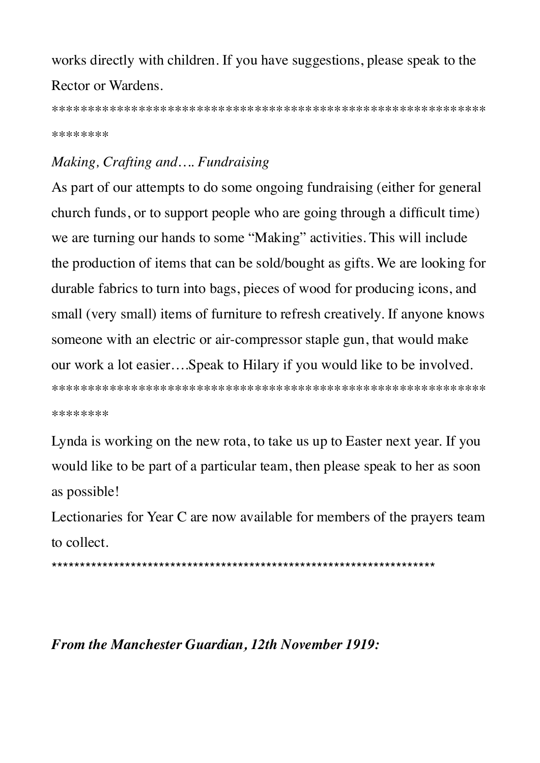works directly with children. If you have suggestions, please speak to the Rector or Wardens.

*****************************************************************

*Making, Crafting and…. Fundraising*

As part of our attempts to do some ongoing fundraising (either for general church funds, or to support people who are going through a difficult time) we are turning our hands to some "Making" activities. This will include the production of items that can be sold/bought as gifts. We are looking for durable fabrics to turn into bags, pieces of wood for producing icons, and small (very small) items of furniture to refresh creatively. If anyone knows someone with an electric or air-compressor staple gun, that would make our work a lot easier….Speak to Hilary if you would like to be involved.

*****************************************************************

Lynda is working on the new rota, to take us up to Easter next year. If you would like to be part of a particular team, then please speak to her as soon as possible!

Lectionaries for Year C are now available for members of the prayers team to collect.

*********************************************************************

***From the Manchester Guardian, 12th November 1919:***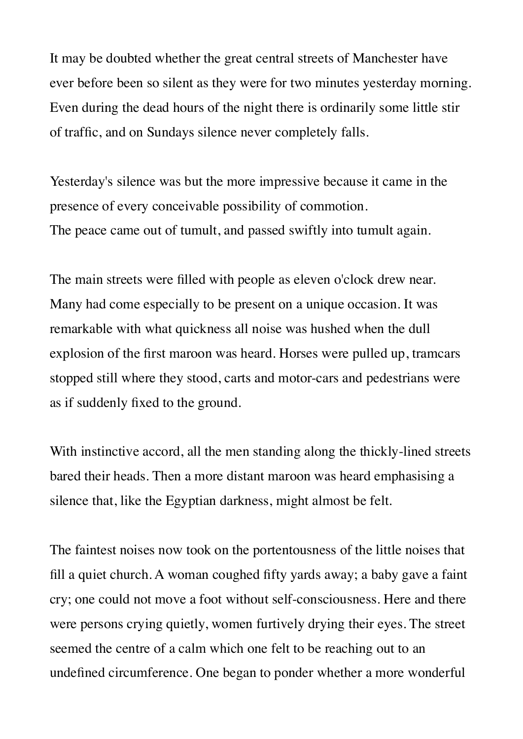It may be doubted whether the great central streets of Manchester have ever before been so silent as they were for two minutes yesterday morning. Even during the dead hours of the night there is ordinarily some little stir of traffic, and on Sundays silence never completely falls.

Yesterday's silence was but the more impressive because it came in the presence of every conceivable possibility of commotion.
The peace came out of tumult, and passed swiftly into tumult again.

The main streets were filled with people as eleven o'clock drew near. Many had come especially to be present on a unique occasion. It was remarkable with what quickness all noise was hushed when the dull explosion of the first maroon was heard. Horses were pulled up, tramcars stopped still where they stood, carts and motor-cars and pedestrians were as if suddenly fixed to the ground.

With instinctive accord, all the men standing along the thickly-lined streets bared their heads. Then a more distant maroon was heard emphasising a silence that, like the Egyptian darkness, might almost be felt.

The faintest noises now took on the portentousness of the little noises that fill a quiet church. A woman coughed fifty yards away; a baby gave a faint cry; one could not move a foot without self-consciousness. Here and there were persons crying quietly, women furtively drying their eyes. The street seemed the centre of a calm which one felt to be reaching out to an undefined circumference. One began to ponder whether a more wonderful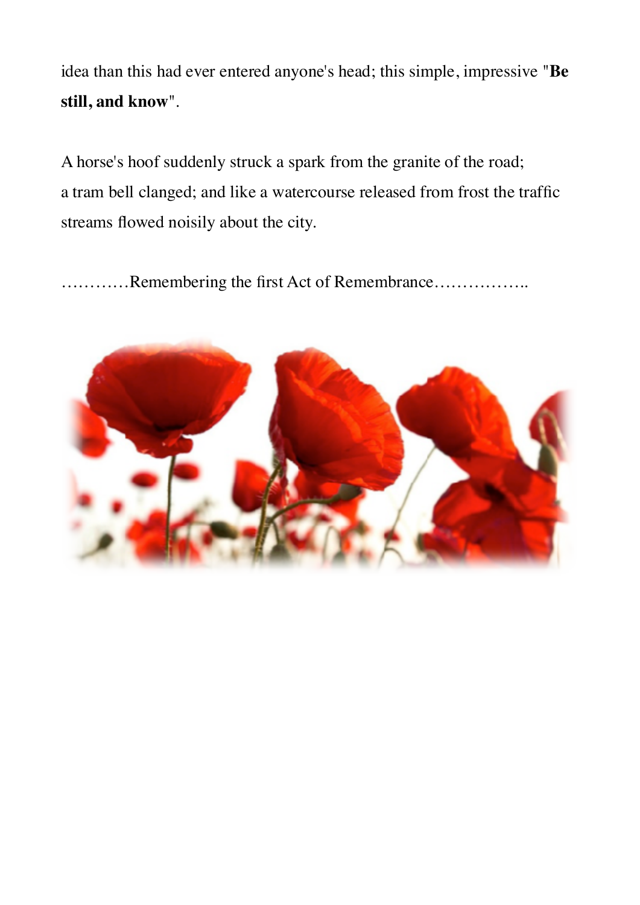idea than this had ever entered anyone's head; this simple, impressive "**Be still, and know**".

A horse's hoof suddenly struck a spark from the granite of the road;
a tram bell clanged; and like a watercourse released from frost the traffic streams flowed noisily about the city.

…………Remembering the first Act of Remembrance……………..